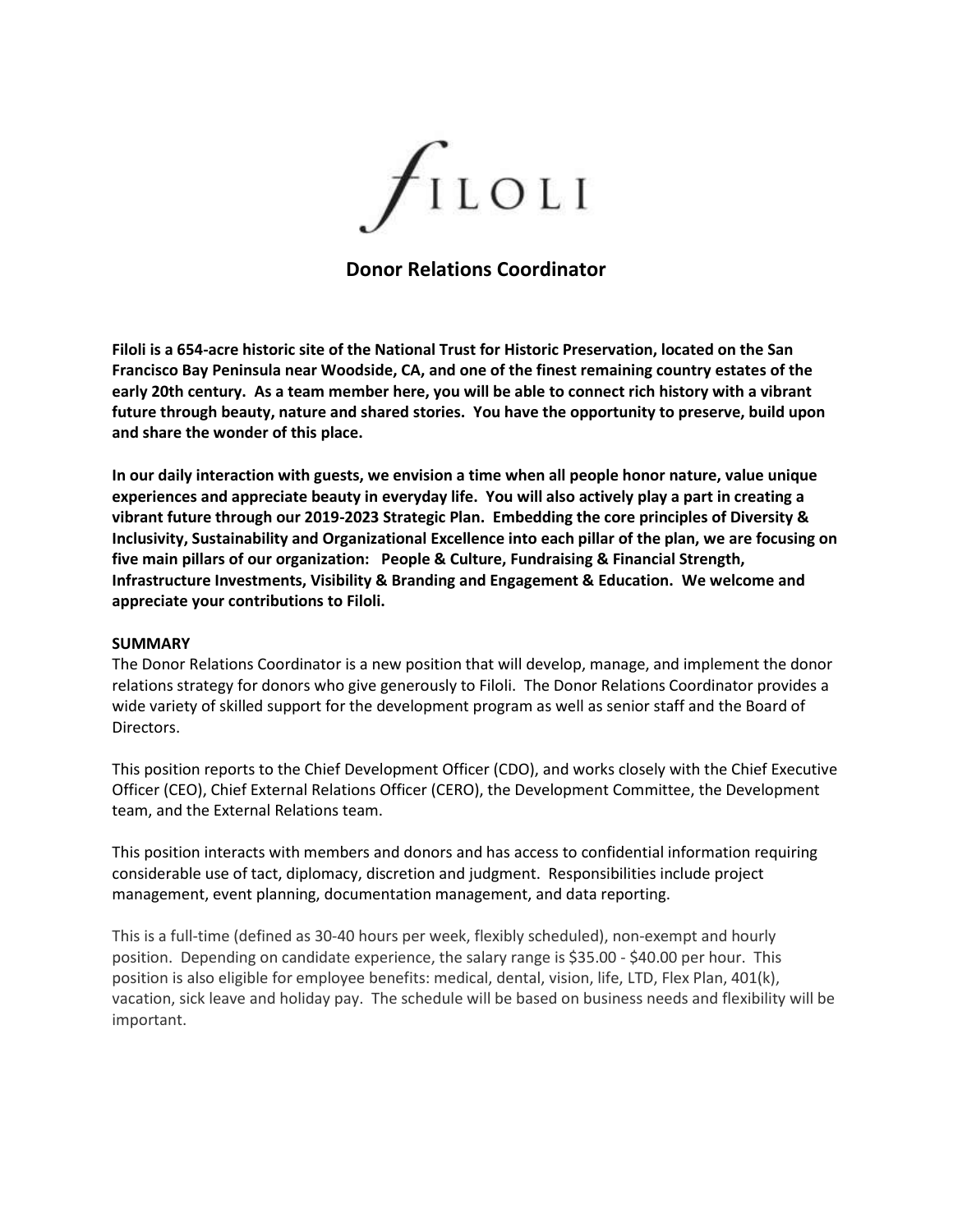# FILOLI

## Donor Relations Coordinator

**Filoli is a 654-acre historic site of the National Trust for Historic Preservation, located on the San Francisco Bay Peninsula near Woodside, CA, and one of the finest remaining country estates of the early 20th century. As a team member here, you will be able to connect rich history with a vibrant future through beauty, nature and shared stories. You have the opportunity to preserve, build upon and share the wonder of this place.**

**In our daily interaction with guests, we envision a time when all people honor nature, value unique experiences and appreciate beauty in everyday life. You will also actively play a part in creating a vibrant future through our 2019-2023 Strategic Plan. Embedding the core principles of Diversity & Inclusivity, Sustainability and Organizational Excellence into each pillar of the plan, we are focusing on five main pillars of our organization: People & Culture, Fundraising & Financial Strength, Infrastructure Investments, Visibility & Branding and Engagement & Education. We welcome and appreciate your contributions to Filoli.**

**SUMMARY**

The Donor Relations Coordinator is a new position that will develop, manage, and implement the donor relations strategy for donors who give generously to Filoli. The Donor Relations Coordinator provides a wide variety of skilled support for the development program as well as senior staff and the Board of Directors.

This position reports to the Chief Development Officer (CDO), and works closely with the Chief Executive Officer (CEO), Chief External Relations Officer (CERO), the Development Committee, the Development team, and the External Relations team.

This position interacts with members and donors and has access to confidential information requiring considerable use of tact, diplomacy, discretion and judgment. Responsibilities include project management, event planning, documentation management, and data reporting.

This is a full-time (defined as 30-40 hours per week, flexibly scheduled), non-exempt and hourly position. Depending on candidate experience, the salary range is $35.00 - $40.00 per hour. This position is also eligible for employee benefits: medical, dental, vision, life, LTD, Flex Plan, 401(k), vacation, sick leave and holiday pay. The schedule will be based on business needs and flexibility will be important.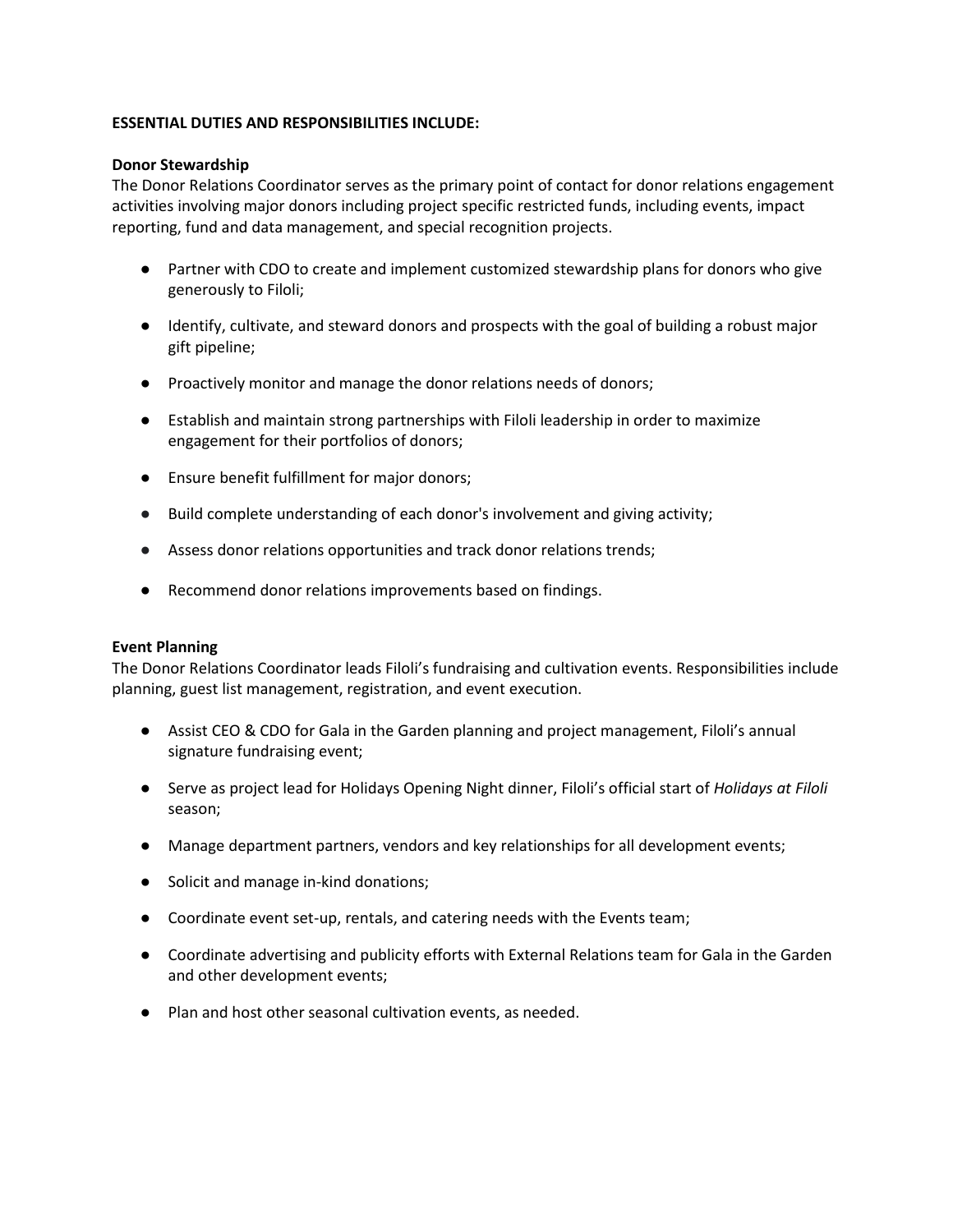**ESSENTIAL DUTIES AND RESPONSIBILITIES INCLUDE:**

**Donor Stewardship**

The Donor Relations Coordinator serves as the primary point of contact for donor relations engagement activities involving major donors including project specific restricted funds, including events, impact reporting, fund and data management, and special recognition projects.

- Partner with CDO to create and implement customized stewardship plans for donors who give generously to Filoli;
- Identify, cultivate, and steward donors and prospects with the goal of building a robust major gift pipeline;
- Proactively monitor and manage the donor relations needs of donors;
- Establish and maintain strong partnerships with Filoli leadership in order to maximize engagement for their portfolios of donors;
- Ensure benefit fulfillment for major donors;
- Build complete understanding of each donor's involvement and giving activity;
- Assess donor relations opportunities and track donor relations trends;
- Recommend donor relations improvements based on findings.

**Event Planning**

The Donor Relations Coordinator leads Filoli's fundraising and cultivation events. Responsibilities include planning, guest list management, registration, and event execution.

- Assist CEO & CDO for Gala in the Garden planning and project management, Filoli's annual signature fundraising event;
- Serve as project lead for Holidays Opening Night dinner, Filoli's official start of *Holidays at Filoli* season;
- Manage department partners, vendors and key relationships for all development events;
- Solicit and manage in-kind donations;
- Coordinate event set-up, rentals, and catering needs with the Events team;
- Coordinate advertising and publicity efforts with External Relations team for Gala in the Garden and other development events;
- Plan and host other seasonal cultivation events, as needed.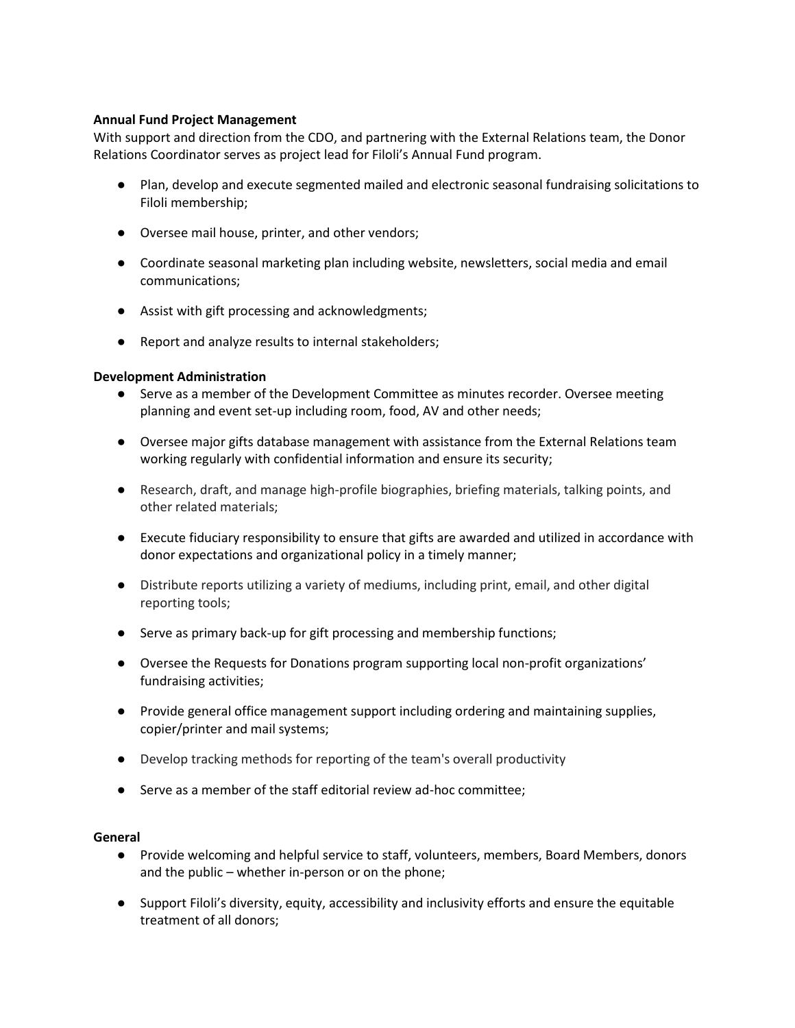**Annual Fund Project Management**

With support and direction from the CDO, and partnering with the External Relations team, the Donor Relations Coordinator serves as project lead for Filoli's Annual Fund program.

- Plan, develop and execute segmented mailed and electronic seasonal fundraising solicitations to Filoli membership;
- Oversee mail house, printer, and other vendors;
- Coordinate seasonal marketing plan including website, newsletters, social media and email communications;
- Assist with gift processing and acknowledgments;
- Report and analyze results to internal stakeholders;

**Development Administration**

- Serve as a member of the Development Committee as minutes recorder. Oversee meeting planning and event set-up including room, food, AV and other needs;
- Oversee major gifts database management with assistance from the External Relations team working regularly with confidential information and ensure its security;
- Research, draft, and manage high-profile biographies, briefing materials, talking points, and other related materials;
- Execute fiduciary responsibility to ensure that gifts are awarded and utilized in accordance with donor expectations and organizational policy in a timely manner;
- Distribute reports utilizing a variety of mediums, including print, email, and other digital reporting tools;
- Serve as primary back-up for gift processing and membership functions;
- Oversee the Requests for Donations program supporting local non-profit organizations' fundraising activities;
- Provide general office management support including ordering and maintaining supplies, copier/printer and mail systems;
- Develop tracking methods for reporting of the team's overall productivity
- Serve as a member of the staff editorial review ad-hoc committee;

**General**

- Provide welcoming and helpful service to staff, volunteers, members, Board Members, donors and the public – whether in-person or on the phone;
- Support Filoli's diversity, equity, accessibility and inclusivity efforts and ensure the equitable treatment of all donors;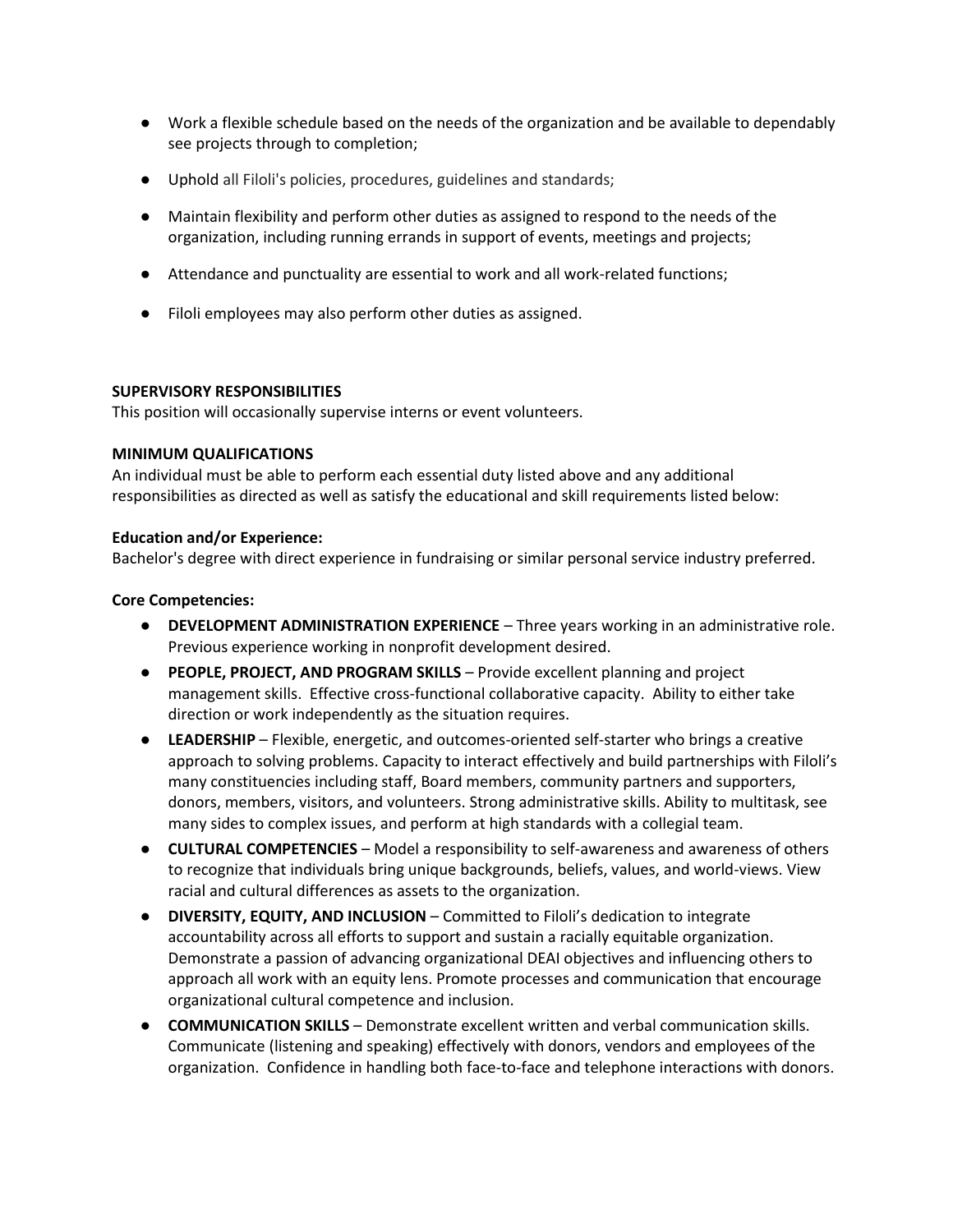- Work a flexible schedule based on the needs of the organization and be available to dependably see projects through to completion;
- Uphold all Filoli's policies, procedures, guidelines and standards;
- Maintain flexibility and perform other duties as assigned to respond to the needs of the organization, including running errands in support of events, meetings and projects;
- Attendance and punctuality are essential to work and all work-related functions;
- Filoli employees may also perform other duties as assigned.

**SUPERVISORY RESPONSIBILITIES**
This position will occasionally supervise interns or event volunteers.

**MINIMUM QUALIFICATIONS**
An individual must be able to perform each essential duty listed above and any additional responsibilities as directed as well as satisfy the educational and skill requirements listed below:

**Education and/or Experience:**
Bachelor's degree with direct experience in fundraising or similar personal service industry preferred.

**Core Competencies:**

- **DEVELOPMENT ADMINISTRATION EXPERIENCE** – Three years working in an administrative role. Previous experience working in nonprofit development desired.
- **PEOPLE, PROJECT, AND PROGRAM SKILLS** – Provide excellent planning and project management skills. Effective cross-functional collaborative capacity. Ability to either take direction or work independently as the situation requires.
- **LEADERSHIP** – Flexible, energetic, and outcomes-oriented self-starter who brings a creative approach to solving problems. Capacity to interact effectively and build partnerships with Filoli's many constituencies including staff, Board members, community partners and supporters, donors, members, visitors, and volunteers. Strong administrative skills. Ability to multitask, see many sides to complex issues, and perform at high standards with a collegial team.
- **CULTURAL COMPETENCIES** – Model a responsibility to self-awareness and awareness of others to recognize that individuals bring unique backgrounds, beliefs, values, and world-views. View racial and cultural differences as assets to the organization.
- **DIVERSITY, EQUITY, AND INCLUSION** – Committed to Filoli's dedication to integrate accountability across all efforts to support and sustain a racially equitable organization. Demonstrate a passion of advancing organizational DEAI objectives and influencing others to approach all work with an equity lens. Promote processes and communication that encourage organizational cultural competence and inclusion.
- **COMMUNICATION SKILLS** – Demonstrate excellent written and verbal communication skills. Communicate (listening and speaking) effectively with donors, vendors and employees of the organization. Confidence in handling both face-to-face and telephone interactions with donors.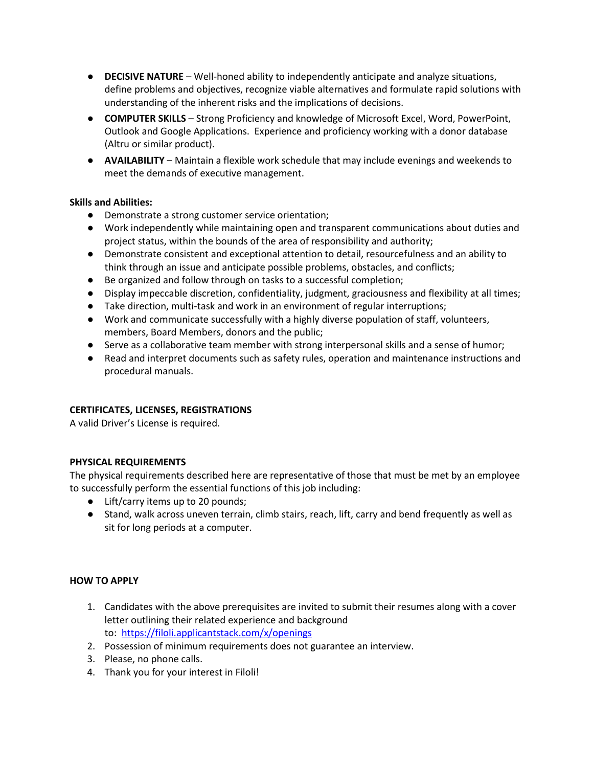- **DECISIVE NATURE** – Well-honed ability to independently anticipate and analyze situations, define problems and objectives, recognize viable alternatives and formulate rapid solutions with understanding of the inherent risks and the implications of decisions.
- **COMPUTER SKILLS** – Strong Proficiency and knowledge of Microsoft Excel, Word, PowerPoint, Outlook and Google Applications. Experience and proficiency working with a donor database (Altru or similar product).
- **AVAILABILITY** – Maintain a flexible work schedule that may include evenings and weekends to meet the demands of executive management.

**Skills and Abilities:**

- Demonstrate a strong customer service orientation;
- Work independently while maintaining open and transparent communications about duties and project status, within the bounds of the area of responsibility and authority;
- Demonstrate consistent and exceptional attention to detail, resourcefulness and an ability to think through an issue and anticipate possible problems, obstacles, and conflicts;
- Be organized and follow through on tasks to a successful completion;
- Display impeccable discretion, confidentiality, judgment, graciousness and flexibility at all times;
- Take direction, multi-task and work in an environment of regular interruptions;
- Work and communicate successfully with a highly diverse population of staff, volunteers, members, Board Members, donors and the public;
- Serve as a collaborative team member with strong interpersonal skills and a sense of humor;
- Read and interpret documents such as safety rules, operation and maintenance instructions and procedural manuals.

**CERTIFICATES, LICENSES, REGISTRATIONS**

A valid Driver's License is required.

**PHYSICAL REQUIREMENTS**

The physical requirements described here are representative of those that must be met by an employee to successfully perform the essential functions of this job including:

- Lift/carry items up to 20 pounds;
- Stand, walk across uneven terrain, climb stairs, reach, lift, carry and bend frequently as well as sit for long periods at a computer.

**HOW TO APPLY**

1. Candidates with the above prerequisites are invited to submit their resumes along with a cover letter outlining their related experience and background to: https://filoli.applicantstack.com/x/openings
2. Possession of minimum requirements does not guarantee an interview.
3. Please, no phone calls.
4. Thank you for your interest in Filoli!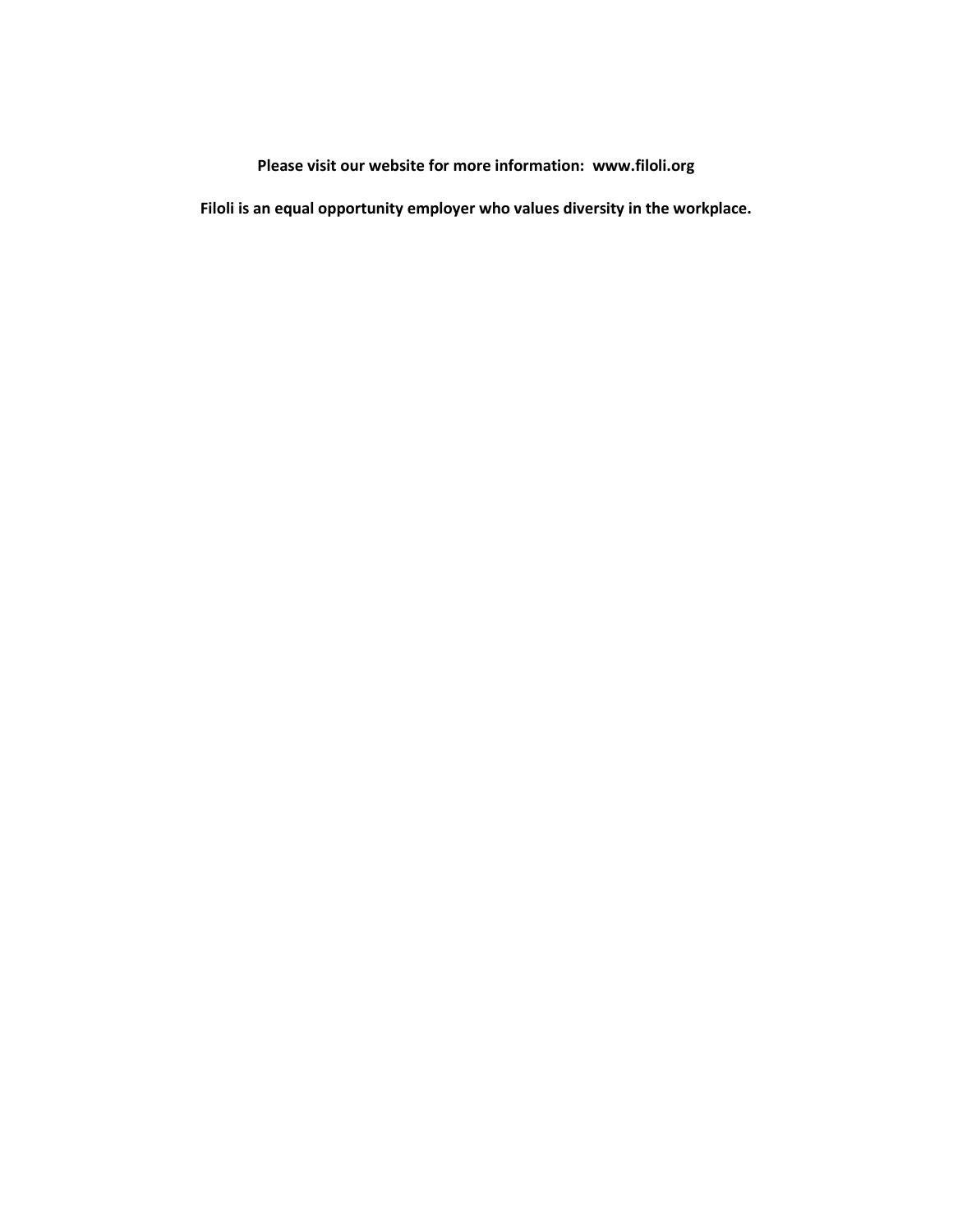**Please visit our website for more information: www.filoli.org**

**Filoli is an equal opportunity employer who values diversity in the workplace.**